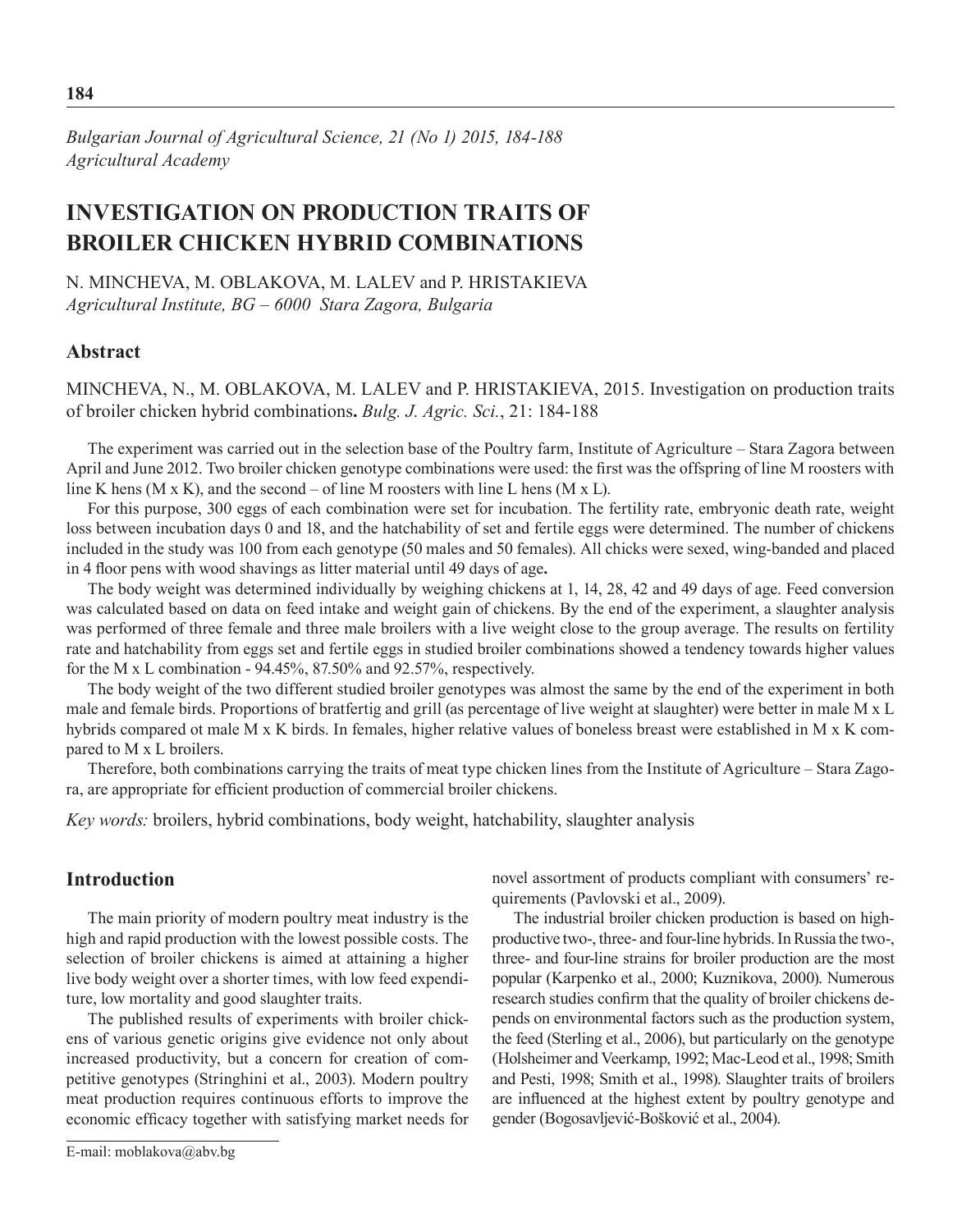*Bulgarian Journal of Agricultural Science, 21 (No 1) 2015, 184-188*
*Agricultural Academy*

# INVESTIGATION ON PRODUCTION TRAITS OF BROILER CHICKEN HYBRID COMBINATIONS

N. MINCHEVA, M. OBLAKOVA, M. LALEV and P. HRISTAKIEVA
*Agricultural Institute, BG – 6000 Stara Zagora, Bulgaria*

## Abstract

MINCHEVA, N., M. OBLAKOVA, M. LALEV and P. HRISTAKIEVA, 2015. Investigation on production traits of broiler chicken hybrid combinations**.** *Bulg. J. Agric. Sci.*, 21: 184-188

The experiment was carried out in the selection base of the Poultry farm, Institute of Agriculture – Stara Zagora between April and June 2012. Two broiler chicken genotype combinations were used: the first was the offspring of line M roosters with line K hens (M x K), and the second – of line M roosters with line L hens (M x L).

For this purpose, 300 eggs of each combination were set for incubation. The fertility rate, embryonic death rate, weight loss between incubation days 0 and 18, and the hatchability of set and fertile eggs were determined. The number of chickens included in the study was 100 from each genotype (50 males and 50 females). All chicks were sexed, wing-banded and placed in 4 floor pens with wood shavings as litter material until 49 days of age**.**

The body weight was determined individually by weighing chickens at 1, 14, 28, 42 and 49 days of age. Feed conversion was calculated based on data on feed intake and weight gain of chickens. By the end of the experiment, a slaughter analysis was performed of three female and three male broilers with a live weight close to the group average. The results on fertility rate and hatchability from eggs set and fertile eggs in studied broiler combinations showed a tendency towards higher values for the M x L combination - 94.45%, 87.50% and 92.57%, respectively.

The body weight of the two different studied broiler genotypes was almost the same by the end of the experiment in both male and female birds. Proportions of bratfertig and grill (as percentage of live weight at slaughter) were better in male M x L hybrids compared ot male M x K birds. In females, higher relative values of boneless breast were established in M x K compared to M x L broilers.

Therefore, both combinations carrying the traits of meat type chicken lines from the Institute of Agriculture – Stara Zagora, are appropriate for efficient production of commercial broiler chickens.

*Key words:* broilers, hybrid combinations, body weight, hatchability, slaughter analysis

## Introduction

The main priority of modern poultry meat industry is the high and rapid production with the lowest possible costs. The selection of broiler chickens is aimed at attaining a higher live body weight over a shorter times, with low feed expenditure, low mortality and good slaughter traits.

The published results of experiments with broiler chickens of various genetic origins give evidence not only about increased productivity, but a concern for creation of competitive genotypes (Stringhini et al., 2003). Modern poultry meat production requires continuous efforts to improve the economic efficacy together with satisfying market needs for novel assortment of products compliant with consumers' requirements (Pavlovski et al., 2009).

The industrial broiler chicken production is based on high-productive two-, three- and four-line hybrids. In Russia the two-, three- and four-line strains for broiler production are the most popular (Karpenko et al., 2000; Kuznikova, 2000). Numerous research studies confirm that the quality of broiler chickens depends on environmental factors such as the production system, the feed (Sterling et al., 2006), but particularly on the genotype (Holsheimer and Veerkamp, 1992; Mac-Leod et al., 1998; Smith and Pesti, 1998; Smith et al., 1998). Slaughter traits of broilers are influenced at the highest extent by poultry genotype and gender (Bogosavljević-Bošković et al., 2004).

E-mail: moblakova@abv.bg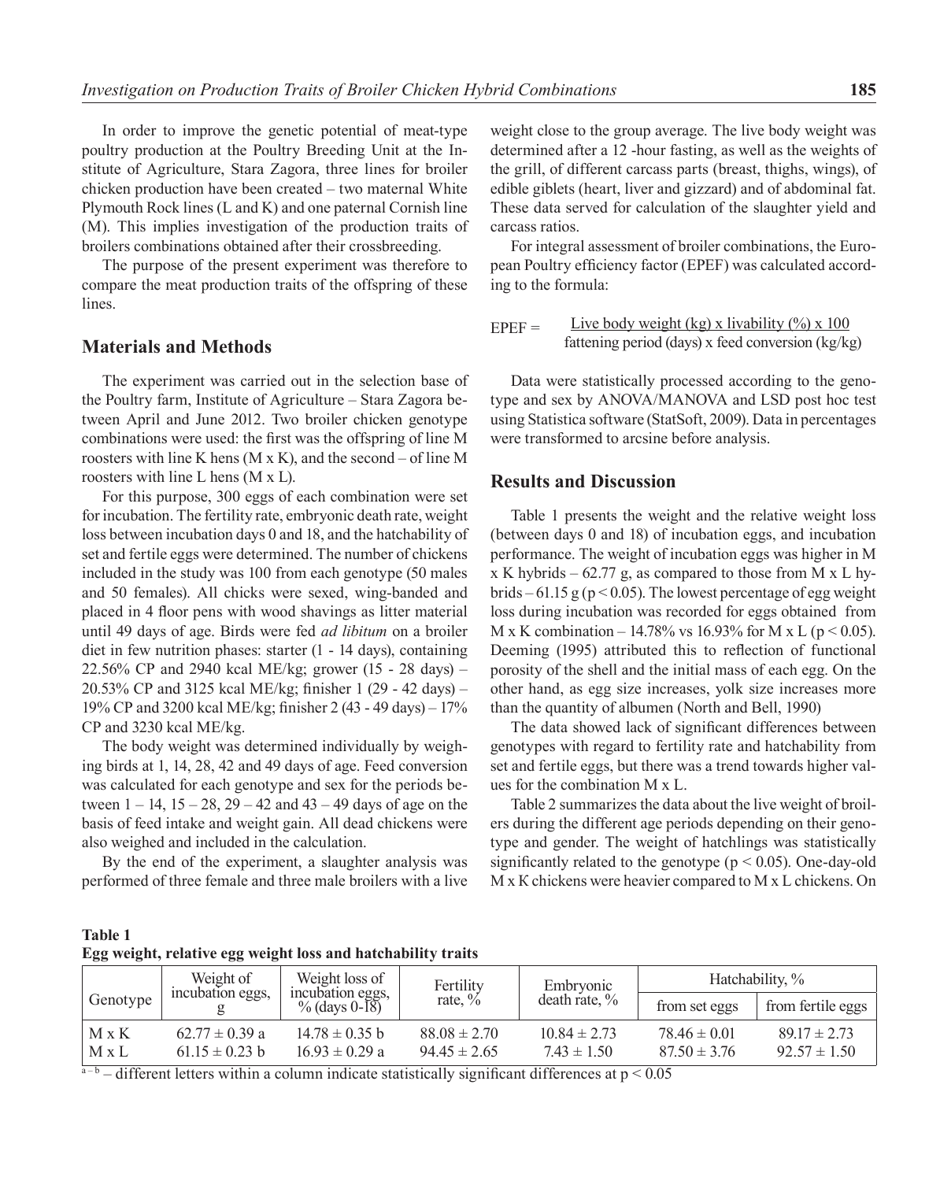In order to improve the genetic potential of meat-type poultry production at the Poultry Breeding Unit at the Institute of Agriculture, Stara Zagora, three lines for broiler chicken production have been created – two maternal White Plymouth Rock lines (L and K) and one paternal Cornish line (M). This implies investigation of the production traits of broilers combinations obtained after their crossbreeding.

The purpose of the present experiment was therefore to compare the meat production traits of the offspring of these lines.

## Materials and Methods

The experiment was carried out in the selection base of the Poultry farm, Institute of Agriculture – Stara Zagora between April and June 2012. Two broiler chicken genotype combinations were used: the first was the offspring of line M roosters with line K hens (M x K), and the second – of line M roosters with line L hens (M x L).

For this purpose, 300 eggs of each combination were set for incubation. The fertility rate, embryonic death rate, weight loss between incubation days 0 and 18, and the hatchability of set and fertile eggs were determined. The number of chickens included in the study was 100 from each genotype (50 males and 50 females). All chicks were sexed, wing-banded and placed in 4 floor pens with wood shavings as litter material until 49 days of age. Birds were fed *ad libitum* on a broiler diet in few nutrition phases: starter (1 - 14 days), containing 22.56% CP and 2940 kcal ME/kg; grower (15 - 28 days) – 20.53% CP and 3125 kcal ME/kg; finisher 1 (29 - 42 days) – 19% CP and 3200 kcal ME/kg; finisher 2 (43 - 49 days) – 17% CP and 3230 kcal ME/kg.

The body weight was determined individually by weighing birds at 1, 14, 28, 42 and 49 days of age. Feed conversion was calculated for each genotype and sex for the periods between 1 – 14, 15 – 28, 29 – 42 and 43 – 49 days of age on the basis of feed intake and weight gain. All dead chickens were also weighed and included in the calculation.

By the end of the experiment, a slaughter analysis was performed of three female and three male broilers with a live weight close to the group average. The live body weight was determined after a 12 -hour fasting, as well as the weights of the grill, of different carcass parts (breast, thighs, wings), of edible giblets (heart, liver and gizzard) and of abdominal fat. These data served for calculation of the slaughter yield and carcass ratios.

For integral assessment of broiler combinations, the European Poultry efficiency factor (EPEF) was calculated according to the formula:

$$\text{EPEF} = \frac{\text{Live body weight (kg) x livability (\%) x 100}}{\text{fattening period (days) x feed conversion (kg/kg)}}$$

Data were statistically processed according to the genotype and sex by ANOVA/MANOVA and LSD post hoc test using Statistica software (StatSoft, 2009). Data in percentages were transformed to arcsine before analysis.

## Results and Discussion

Table 1 presents the weight and the relative weight loss (between days 0 and 18) of incubation eggs, and incubation performance. The weight of incubation eggs was higher in M x K hybrids – 62.77 g, as compared to those from M x L hybrids – 61.15 g ($p < 0.05$). The lowest percentage of egg weight loss during incubation was recorded for eggs obtained from M x K combination – 14.78% vs 16.93% for M x L ($p < 0.05$). Deeming (1995) attributed this to reflection of functional porosity of the shell and the initial mass of each egg. On the other hand, as egg size increases, yolk size increases more than the quantity of albumen (North and Bell, 1990)

The data showed lack of significant differences between genotypes with regard to fertility rate and hatchability from set and fertile eggs, but there was a trend towards higher values for the combination M x L.

Table 2 summarizes the data about the live weight of broilers during the different age periods depending on their genotype and gender. The weight of hatchlings was statistically significantly related to the genotype ($p < 0.05$). One-day-old M x K chickens were heavier compared to M x L chickens. On

**Table 1**
**Egg weight, relative egg weight loss and hatchability traits**

| Genotype | Weight of incubation eggs, g | Weight loss of incubation eggs, % (days 0-18) | Fertility rate, % | Embryonic death rate, % | Hatchability, % | |
|---|---|---|---|---|---|---|
| | | | | | from set eggs | from fertile eggs |
| M x K | 62.77 ± 0.39 a | 14.78 ± 0.35 b | 88.08 ± 2.70 | 10.84 ± 2.73 | 78.46 ± 0.01 | 89.17 ± 2.73 |
| M x L | 61.15 ± 0.23 b | 16.93 ± 0.29 a | 94.45 ± 2.65 | 7.43 ± 1.50 | 87.50 ± 3.76 | 92.57 ± 1.50 |

a – b – different letters within a column indicate statistically significant differences at $p < 0.05$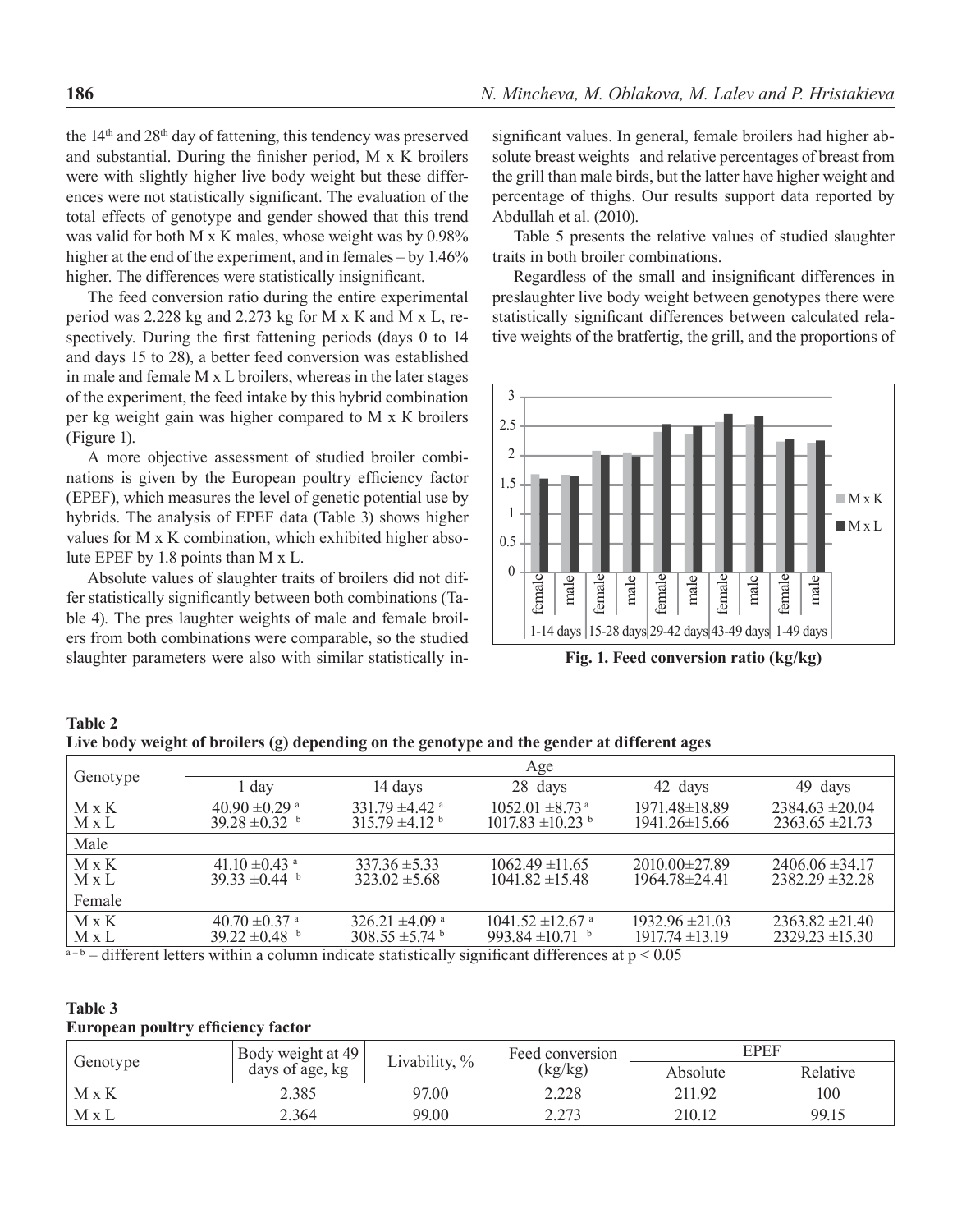the 14th and 28th day of fattening, this tendency was preserved and substantial. During the finisher period, M x K broilers were with slightly higher live body weight but these differences were not statistically significant. The evaluation of the total effects of genotype and gender showed that this trend was valid for both M x K males, whose weight was by 0.98% higher at the end of the experiment, and in females – by 1.46% higher. The differences were statistically insignificant.

The feed conversion ratio during the entire experimental period was 2.228 kg and 2.273 kg for M x K and M x L, respectively. During the first fattening periods (days 0 to 14 and days 15 to 28), a better feed conversion was established in male and female M x L broilers, whereas in the later stages of the experiment, the feed intake by this hybrid combination per kg weight gain was higher compared to M x K broilers (Figure 1).

A more objective assessment of studied broiler combinations is given by the European poultry efficiency factor (EPEF), which measures the level of genetic potential use by hybrids. The analysis of EPEF data (Table 3) shows higher values for M x K combination, which exhibited higher absolute EPEF by 1.8 points than M x L.

Absolute values of slaughter traits of broilers did not differ statistically significantly between both combinations (Table 4). The pres laughter weights of male and female broilers from both combinations were comparable, so the studied slaughter parameters were also with similar statistically insignificant values. In general, female broilers had higher absolute breast weights and relative percentages of breast from the grill than male birds, but the latter have higher weight and percentage of thighs. Our results support data reported by Abdullah et al. (2010).

Table 5 presents the relative values of studied slaughter traits in both broiler combinations.

Regardless of the small and insignificant differences in preslaughter live body weight between genotypes there were statistically significant differences between calculated relative weights of the bratfertig, the grill, and the proportions of

**Fig. 1. Feed conversion ratio (kg/kg)**

**Table 2**
**Live body weight of broilers (g) depending on the genotype and the gender at different ages**

| Genotype | Age | | | | |
|---|---|---|---|---|---|
| | 1 day | 14 days | 28 days | 42 days | 49 days |
| M x K | 40.90 ±0.29 [a] | 331.79 ±4.42 [a] | 1052.01 ±8.73 [a] | 1971.48±18.89 | 2384.63 ±20.04 |
| M x L | 39.28 ±0.32 [b] | 315.79 ±4.12 [b] | 1017.83 ±10.23 [b] | 1941.26±15.66 | 2363.65 ±21.73 |
| Male | | | | | |
| M x K | 41.10 ±0.43 [a] | 337.36 ±5.33 | 1062.49 ±11.65 | 2010.00±27.89 | 2406.06 ±34.17 |
| M x L | 39.33 ±0.44 [b] | 323.02 ±5.68 | 1041.82 ±15.48 | 1964.78±24.41 | 2382.29 ±32.28 |
| Female | | | | | |
| M x K | 40.70 ±0.37 [a] | 326.21 ±4.09 [a] | 1041.52 ±12.67 [a] | 1932.96 ±21.03 | 2363.82 ±21.40 |
| M x L | 39.22 ±0.48 [b] | 308.55 ±5.74 [b] | 993.84 ±10.71 [b] | 1917.74 ±13.19 | 2329.23 ±15.30 |

[a – b] – different letters within a column indicate statistically significant differences at $p < 0.05$

**Table 3**
**European poultry efficiency factor**

| Genotype | Body weight at 49 days of age, kg | Livability, % | Feed conversion (kg/kg) | EPEF | |
|---|---|---|---|---|---|
| | | | | Absolute | Relative |
| M x K | 2.385 | 97.00 | 2.228 | 211.92 | 100 |
| M x L | 2.364 | 99.00 | 2.273 | 210.12 | 99.15 |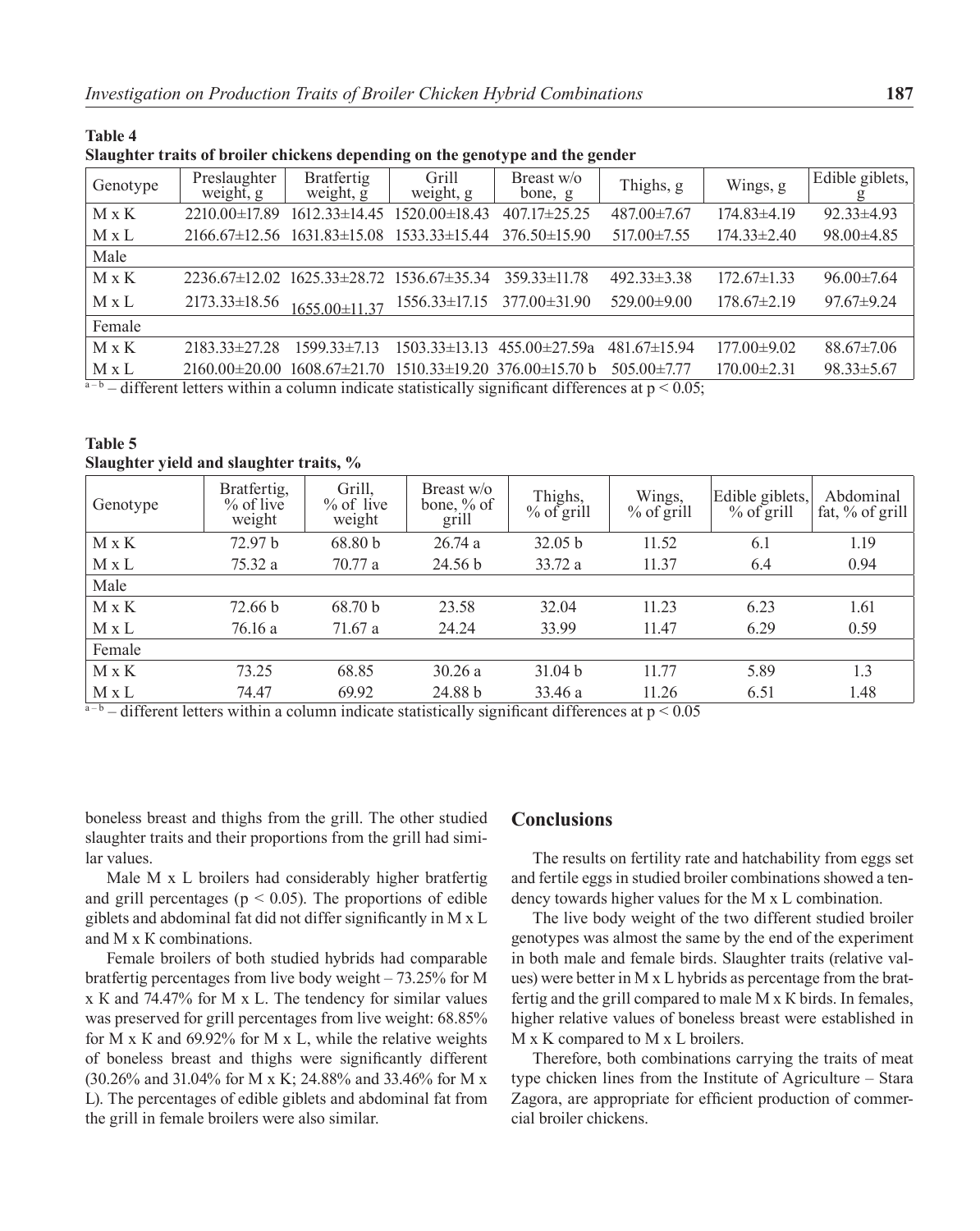**Table 4**
**Slaughter traits of broiler chickens depending on the genotype and the gender**

| Genotype | Preslaughter weight, g | Bratfertig weight, g | Grill weight, g | Breast w/o bone, g | Thighs, g | Wings, g | Edible giblets, g |
|---|---|---|---|---|---|---|---|
| M x K | 2210.00±17.89 | 1612.33±14.45 | 1520.00±18.43 | 407.17±25.25 | 487.00±7.67 | 174.83±4.19 | 92.33±4.93 |
| M x L | 2166.67±12.56 | 1631.83±15.08 | 1533.33±15.44 | 376.50±15.90 | 517.00±7.55 | 174.33±2.40 | 98.00±4.85 |
| Male | | | | | | | |
| M x K | 2236.67±12.02 | 1625.33±28.72 | 1536.67±35.34 | 359.33±11.78 | 492.33±3.38 | 172.67±1.33 | 96.00±7.64 |
| M x L | 2173.33±18.56 | 1655.00±11.37 | 1556.33±17.15 | 377.00±31.90 | 529.00±9.00 | 178.67±2.19 | 97.67±9.24 |
| Female | | | | | | | |
| M x K | 2183.33±27.28 | 1599.33±7.13 | 1503.33±13.13 | 455.00±27.59a | 481.67±15.94 | 177.00±9.02 | 88.67±7.06 |
| M x L | 2160.00±20.00 | 1608.67±21.70 | 1510.33±19.20 | 376.00±15.70 b | 505.00±7.77 | 170.00±2.31 | 98.33±5.67 |

[a – b] – different letters within a column indicate statistically significant differences at $p < 0.05$;

**Table 5**
**Slaughter yield and slaughter traits, %**

| Genotype | Bratfertig, % of live weight | Grill, % of live weight | Breast w/o bone, % of grill | Thighs, % of grill | Wings, % of grill | Edible giblets, % of grill | Abdominal fat, % of grill |
|---|---|---|---|---|---|---|---|
| M x K | 72.97 b | 68.80 b | 26.74 a | 32.05 b | 11.52 | 6.1 | 1.19 |
| M x L | 75.32 a | 70.77 a | 24.56 b | 33.72 a | 11.37 | 6.4 | 0.94 |
| Male | | | | | | | |
| M x K | 72.66 b | 68.70 b | 23.58 | 32.04 | 11.23 | 6.23 | 1.61 |
| M x L | 76.16 a | 71.67 a | 24.24 | 33.99 | 11.47 | 6.29 | 0.59 |
| Female | | | | | | | |
| M x K | 73.25 | 68.85 | 30.26 a | 31.04 b | 11.77 | 5.89 | 1.3 |
| M x L | 74.47 | 69.92 | 24.88 b | 33.46 a | 11.26 | 6.51 | 1.48 |

[a – b] – different letters within a column indicate statistically significant differences at $p < 0.05$

boneless breast and thighs from the grill. The other studied slaughter traits and their proportions from the grill had similar values.

Male M x L broilers had considerably higher bratfertig and grill percentages ($p < 0.05$). The proportions of edible giblets and abdominal fat did not differ significantly in M x L and M x K combinations.

Female broilers of both studied hybrids had comparable bratfertig percentages from live body weight – 73.25% for M x K and 74.47% for M x L. The tendency for similar values was preserved for grill percentages from live weight: 68.85% for M x K and 69.92% for M x L, while the relative weights of boneless breast and thighs were significantly different (30.26% and 31.04% for M x K; 24.88% and 33.46% for M x L). The percentages of edible giblets and abdominal fat from the grill in female broilers were also similar.

## Conclusions

The results on fertility rate and hatchability from eggs set and fertile eggs in studied broiler combinations showed a tendency towards higher values for the M x L combination.

The live body weight of the two different studied broiler genotypes was almost the same by the end of the experiment in both male and female birds. Slaughter traits (relative values) were better in M x L hybrids as percentage from the bratfertig and the grill compared to male M x K birds. In females, higher relative values of boneless breast were established in M x K compared to M x L broilers.

Therefore, both combinations carrying the traits of meat type chicken lines from the Institute of Agriculture – Stara Zagora, are appropriate for efficient production of commercial broiler chickens.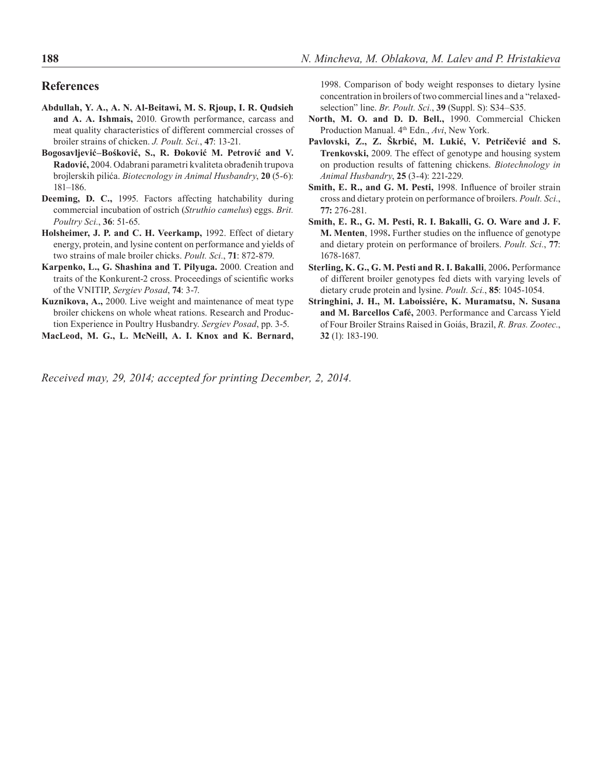## References

**Abdullah, Y. A., A. N. Al-Beitawi, M. S. Rjoup, I. R. Qudsieh and A. A. Ishmais,** 2010. Growth performance, carcass and meat quality characteristics of different commercial crosses of broiler strains of chicken. *J. Poult. Sci.*, **47**: 13-21.

**Bogosavljević–Bošković, S., R. Đoković M. Petrović and V. Radović,** 2004. Odabrani parametri kvaliteta obrađenih trupova brojlerskih pilića. *Biotecnology in Animal Husbandry*, **20** (5-6): 181–186.

**Deeming, D. C.,** 1995. Factors affecting hatchability during commercial incubation of ostrich (*Struthio camelus*) eggs. *Brit. Poultry Sci.*, **36**: 51-65.

**Holsheimer, J. P. and C. H. Veerkamp,** 1992. Effect of dietary energy, protein, and lysine content on performance and yields of two strains of male broiler chicks. *Poult. Sci.*, **71**: 872-879.

**Karpenko, L., G. Shashina and T. Pilyuga.** 2000. Creation and traits of the Konkurent-2 cross. Proceedings of scientific works of the VNITIP, *Sergiev Posad*, **74**: 3-7.

**Kuznikova, A.,** 2000. Live weight and maintenance of meat type broiler chickens on whole wheat rations. Research and Production Experience in Poultry Husbandry. *Sergiev Posad*, pp. 3-5.

**MacLeod, M. G., L. McNeill, A. I. Knox and K. Bernard,** 1998. Comparison of body weight responses to dietary lysine concentration in broilers of two commercial lines and a "relaxed-selection" line. *Br. Poult. Sci.*, **39** (Suppl. S): S34–S35.

**North, M. O. and D. D. Bell.,** 1990. Commercial Chicken Production Manual. 4th Edn., *Avi*, New York.

**Pavlovski, Z., Z. Škrbić, M. Lukić, V. Petričević and S. Trenkovski,** 2009. The effect of genotype and housing system on production results of fattening chickens. *Biotechnology in Animal Husbandry*, **25** (3-4): 221-229.

**Smith, E. R., and G. M. Pesti,** 1998. Influence of broiler strain cross and dietary protein on performance of broilers. *Poult. Sci.*, **77:** 276-281.

**Smith, E. R., G. M. Pesti, R. I. Bakalli, G. O. Ware and J. F. M. Menten**, 1998**.** Further studies on the influence of genotype and dietary protein on performance of broilers. *Poult. Sci.*, **77**: 1678-1687.

**Sterling, K. G., G. M. Pesti and R. I. Bakalli**, 2006**.** Performance of different broiler genotypes fed diets with varying levels of dietary crude protein and lysine. *Poult. Sci.*, **85**: 1045-1054.

**Stringhini, J. H., M. Laboissiére, K. Muramatsu, N. Susana and M. Barcellos Café,** 2003. Performance and Carcass Yield of Four Broiler Strains Raised in Goiás, Brazil, *R. Bras. Zootec.*, **32** (1): 183-190.

*Received may, 29, 2014; accepted for printing December, 2, 2014.*